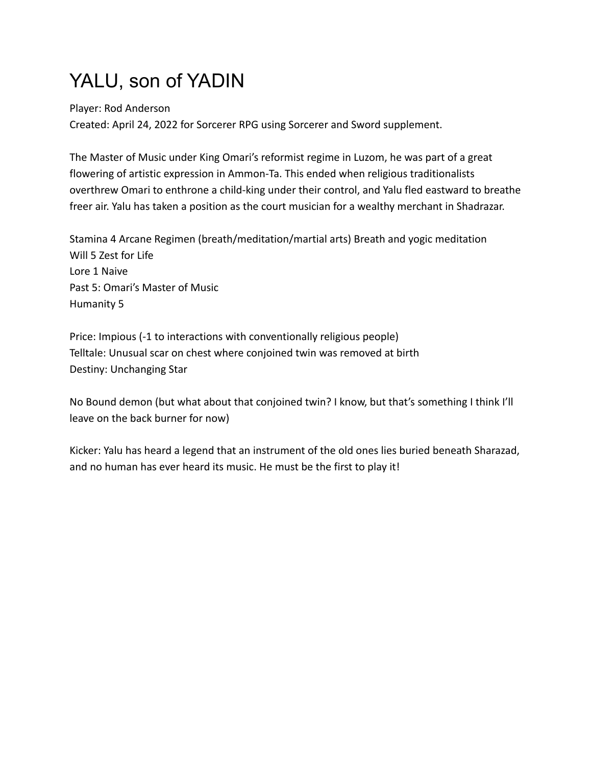# YALU, son of YADIN

Player: Rod Anderson
Created: April 24, 2022 for Sorcerer RPG using Sorcerer and Sword supplement.

The Master of Music under King Omari's reformist regime in Luzom, he was part of a great flowering of artistic expression in Ammon-Ta. This ended when religious traditionalists overthrew Omari to enthrone a child-king under their control, and Yalu fled eastward to breathe freer air. Yalu has taken a position as the court musician for a wealthy merchant in Shadrazar.

Stamina 4 Arcane Regimen (breath/meditation/martial arts) Breath and yogic meditation
Will 5 Zest for Life
Lore 1 Naive
Past 5: Omari's Master of Music
Humanity 5

Price: Impious (-1 to interactions with conventionally religious people)
Telltale: Unusual scar on chest where conjoined twin was removed at birth
Destiny: Unchanging Star

No Bound demon (but what about that conjoined twin? I know, but that's something I think I'll leave on the back burner for now)

Kicker: Yalu has heard a legend that an instrument of the old ones lies buried beneath Sharazad, and no human has ever heard its music. He must be the first to play it!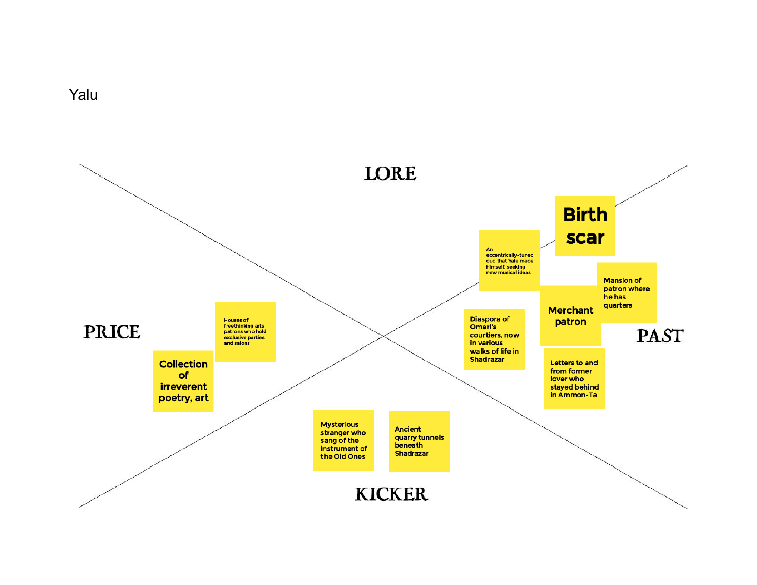Yalu

## LORE

- Birth scar
- An eccentrically-tuned oud that Yalu made himself, seeking new musical ideas

## PAST

- Merchant patron
- Mansion of patron where he has quarters
- Diaspora of Omari's courtiers, now in various walks of life in Shadrazar
- Letters to and from former lover who stayed behind in Ammon-Ta

## PRICE

- Houses of freethinking arts patrons who hold exclusive parties and salons
- Collection of irreverent poetry, art

## KICKER

- Mysterious stranger who sang of the instrument of the Old Ones
- Ancient quarry tunnels beneath Shadrazar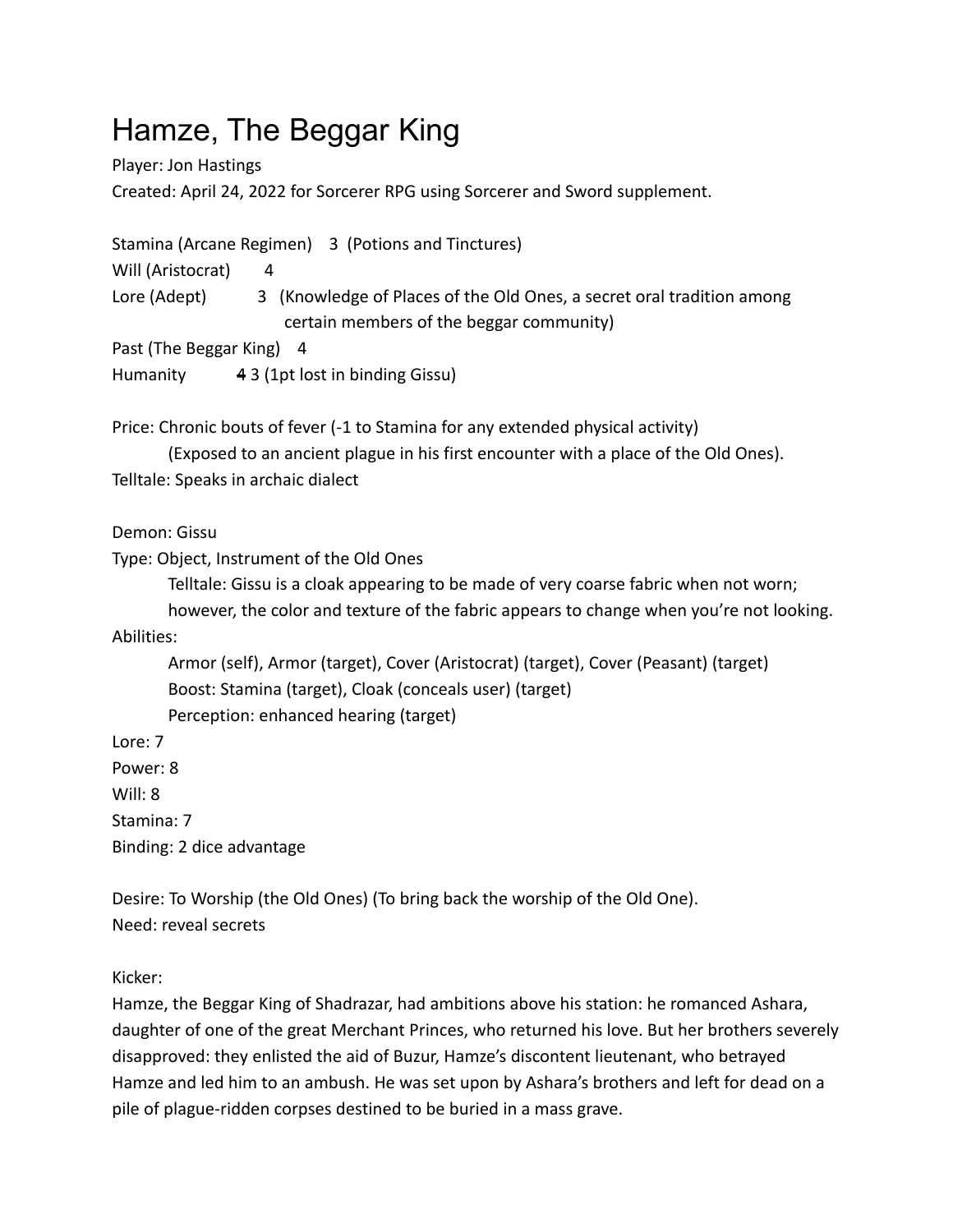# Hamze, The Beggar King

Player: Jon Hastings

Created: April 24, 2022 for Sorcerer RPG using Sorcerer and Sword supplement.

Stamina (Arcane Regimen) 3 (Potions and Tinctures)

Will (Aristocrat) 4

Lore (Adept) 3 (Knowledge of Places of the Old Ones, a secret oral tradition among certain members of the beggar community)

Past (The Beggar King) 4

Humanity ~~4~~ 3 (1pt lost in binding Gissu)

Price: Chronic bouts of fever (-1 to Stamina for any extended physical activity)

(Exposed to an ancient plague in his first encounter with a place of the Old Ones).

Telltale: Speaks in archaic dialect

Demon: Gissu

Type: Object, Instrument of the Old Ones

Telltale: Gissu is a cloak appearing to be made of very coarse fabric when not worn; however, the color and texture of the fabric appears to change when you're not looking.

Abilities:

Armor (self), Armor (target), Cover (Aristocrat) (target), Cover (Peasant) (target)

Boost: Stamina (target), Cloak (conceals user) (target)

Perception: enhanced hearing (target)

Lore: 7

Power: 8

Will: 8

Stamina: 7

Binding: 2 dice advantage

Desire: To Worship (the Old Ones) (To bring back the worship of the Old One).

Need: reveal secrets

Kicker:

Hamze, the Beggar King of Shadrazar, had ambitions above his station: he romanced Ashara, daughter of one of the great Merchant Princes, who returned his love. But her brothers severely disapproved: they enlisted the aid of Buzur, Hamze's discontent lieutenant, who betrayed Hamze and led him to an ambush. He was set upon by Ashara's brothers and left for dead on a pile of plague-ridden corpses destined to be buried in a mass grave.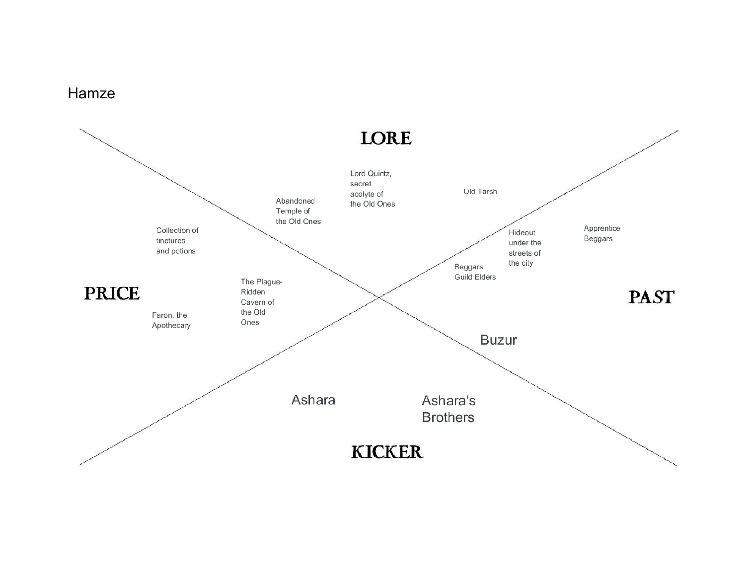Hamze

LORE

Lord Quintz, secret acolyte of the Old Ones

Old Tarsh

Abandoned Temple of the Old Ones

Collection of tinctures and potions

Hideout under the streets of the city

Apprentice Beggars

Beggars Guild Elders

The Plague-Ridden Cavern of the Old Ones

PRICE

PAST

Faron, the Apothecary

Buzur

Ashara

Ashara's Brothers

KICKER